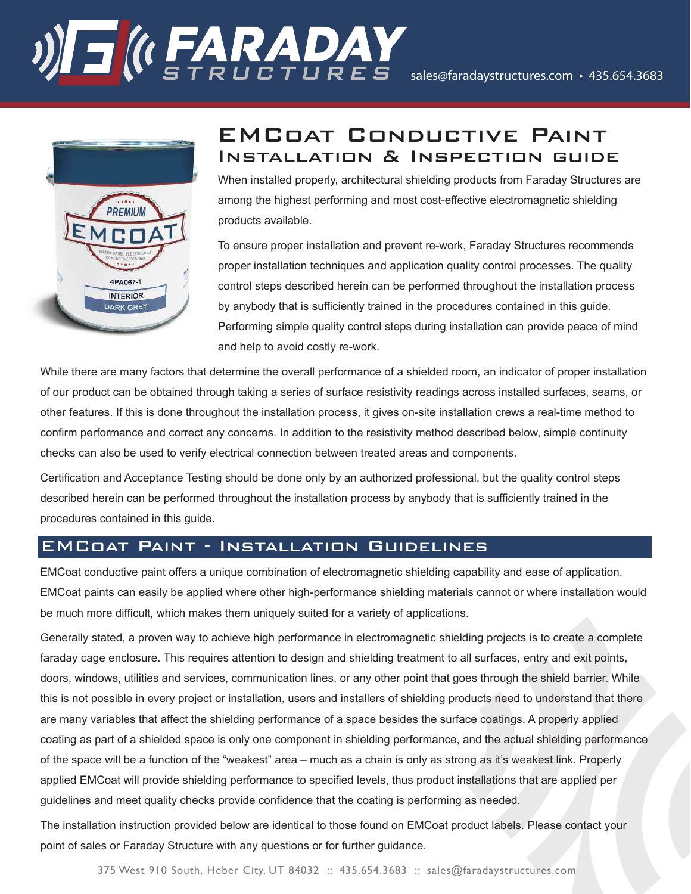# EMCoat Conductive Paint
## Installation & Inspection Guide

When installed properly, architectural shielding products from Faraday Structures are among the highest performing and most cost-effective electromagnetic shielding products available.

To ensure proper installation and prevent re-work, Faraday Structures recommends proper installation techniques and application quality control processes. The quality control steps described herein can be performed throughout the installation process by anybody that is sufficiently trained in the procedures contained in this guide. Performing simple quality control steps during installation can provide peace of mind and help to avoid costly re-work.

While there are many factors that determine the overall performance of a shielded room, an indicator of proper installation of our product can be obtained through taking a series of surface resistivity readings across installed surfaces, seams, or other features. If this is done throughout the installation process, it gives on-site installation crews a real-time method to confirm performance and correct any concerns. In addition to the resistivity method described below, simple continuity checks can also be used to verify electrical connection between treated areas and components.

Certification and Acceptance Testing should be done only by an authorized professional, but the quality control steps described herein can be performed throughout the installation process by anybody that is sufficiently trained in the procedures contained in this guide.

## EMCoat Paint - Installation Guidelines

EMCoat conductive paint offers a unique combination of electromagnetic shielding capability and ease of application. EMCoat paints can easily be applied where other high-performance shielding materials cannot or where installation would be much more difficult, which makes them uniquely suited for a variety of applications.

Generally stated, a proven way to achieve high performance in electromagnetic shielding projects is to create a complete faraday cage enclosure. This requires attention to design and shielding treatment to all surfaces, entry and exit points, doors, windows, utilities and services, communication lines, or any other point that goes through the shield barrier. While this is not possible in every project or installation, users and installers of shielding products need to understand that there are many variables that affect the shielding performance of a space besides the surface coatings. A properly applied coating as part of a shielded space is only one component in shielding performance, and the actual shielding performance of the space will be a function of the "weakest" area – much as a chain is only as strong as it's weakest link. Properly applied EMCoat will provide shielding performance to specified levels, thus product installations that are applied per guidelines and meet quality checks provide confidence that the coating is performing as needed.

The installation instruction provided below are identical to those found on EMCoat product labels. Please contact your point of sales or Faraday Structure with any questions or for further guidance.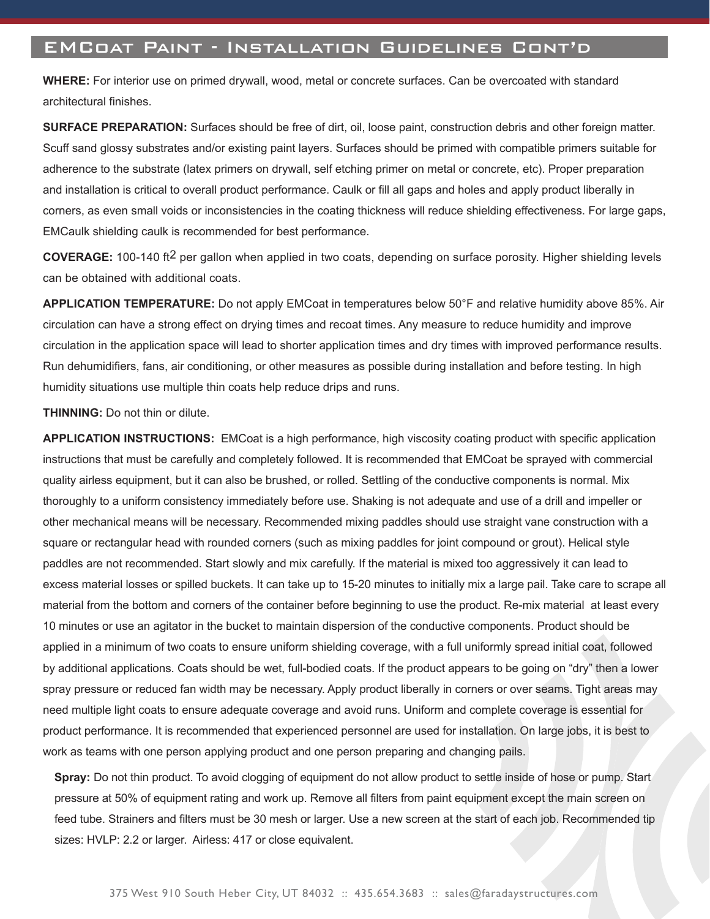## EMCoat Paint - Installation Guidelines Cont'd

**WHERE:** For interior use on primed drywall, wood, metal or concrete surfaces. Can be overcoated with standard architectural finishes.

**SURFACE PREPARATION:** Surfaces should be free of dirt, oil, loose paint, construction debris and other foreign matter. Scuff sand glossy substrates and/or existing paint layers. Surfaces should be primed with compatible primers suitable for adherence to the substrate (latex primers on drywall, self etching primer on metal or concrete, etc). Proper preparation and installation is critical to overall product performance. Caulk or fill all gaps and holes and apply product liberally in corners, as even small voids or inconsistencies in the coating thickness will reduce shielding effectiveness. For large gaps, EMCaulk shielding caulk is recommended for best performance.

**COVERAGE:** 100-140 $ft^2$ per gallon when applied in two coats, depending on surface porosity. Higher shielding levels can be obtained with additional coats.

**APPLICATION TEMPERATURE:** Do not apply EMCoat in temperatures below 50°F and relative humidity above 85%. Air circulation can have a strong effect on drying times and recoat times. Any measure to reduce humidity and improve circulation in the application space will lead to shorter application times and dry times with improved performance results. Run dehumidifiers, fans, air conditioning, or other measures as possible during installation and before testing. In high humidity situations use multiple thin coats help reduce drips and runs.

**THINNING:** Do not thin or dilute.

**APPLICATION INSTRUCTIONS:** EMCoat is a high performance, high viscosity coating product with specific application instructions that must be carefully and completely followed. It is recommended that EMCoat be sprayed with commercial quality airless equipment, but it can also be brushed, or rolled. Settling of the conductive components is normal. Mix thoroughly to a uniform consistency immediately before use. Shaking is not adequate and use of a drill and impeller or other mechanical means will be necessary. Recommended mixing paddles should use straight vane construction with a square or rectangular head with rounded corners (such as mixing paddles for joint compound or grout). Helical style paddles are not recommended. Start slowly and mix carefully. If the material is mixed too aggressively it can lead to excess material losses or spilled buckets. It can take up to 15-20 minutes to initially mix a large pail. Take care to scrape all material from the bottom and corners of the container before beginning to use the product. Re-mix material at least every 10 minutes or use an agitator in the bucket to maintain dispersion of the conductive components. Product should be applied in a minimum of two coats to ensure uniform shielding coverage, with a full uniformly spread initial coat, followed by additional applications. Coats should be wet, full-bodied coats. If the product appears to be going on "dry" then a lower spray pressure or reduced fan width may be necessary. Apply product liberally in corners or over seams. Tight areas may need multiple light coats to ensure adequate coverage and avoid runs. Uniform and complete coverage is essential for product performance. It is recommended that experienced personnel are used for installation. On large jobs, it is best to work as teams with one person applying product and one person preparing and changing pails.

**Spray:** Do not thin product. To avoid clogging of equipment do not allow product to settle inside of hose or pump. Start pressure at 50% of equipment rating and work up. Remove all filters from paint equipment except the main screen on feed tube. Strainers and filters must be 30 mesh or larger. Use a new screen at the start of each job. Recommended tip sizes: HVLP: 2.2 or larger. Airless: 417 or close equivalent.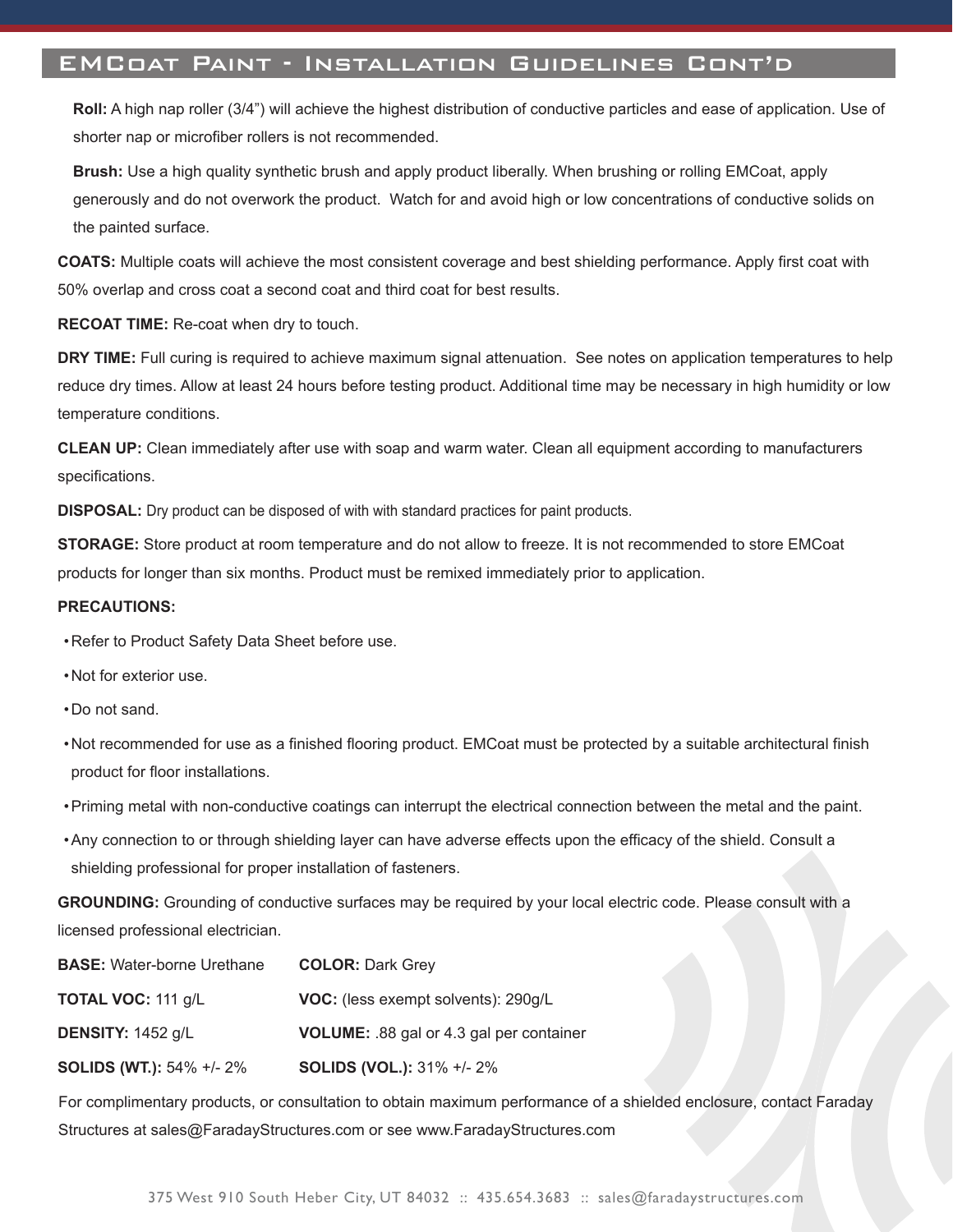## EMCoat Paint - Installation Guidelines Cont'd

**Roll:** A high nap roller (3/4") will achieve the highest distribution of conductive particles and ease of application. Use of shorter nap or microfiber rollers is not recommended.

**Brush:** Use a high quality synthetic brush and apply product liberally. When brushing or rolling EMCoat, apply generously and do not overwork the product. Watch for and avoid high or low concentrations of conductive solids on the painted surface.

**COATS:** Multiple coats will achieve the most consistent coverage and best shielding performance. Apply first coat with 50% overlap and cross coat a second coat and third coat for best results.

**RECOAT TIME:** Re-coat when dry to touch.

**DRY TIME:** Full curing is required to achieve maximum signal attenuation. See notes on application temperatures to help reduce dry times. Allow at least 24 hours before testing product. Additional time may be necessary in high humidity or low temperature conditions.

**CLEAN UP:** Clean immediately after use with soap and warm water. Clean all equipment according to manufacturers specifications.

**DISPOSAL:** Dry product can be disposed of with with standard practices for paint products.

**STORAGE:** Store product at room temperature and do not allow to freeze. It is not recommended to store EMCoat products for longer than six months. Product must be remixed immediately prior to application.

**PRECAUTIONS:**

- Refer to Product Safety Data Sheet before use.
- Not for exterior use.
- Do not sand.
- Not recommended for use as a finished flooring product. EMCoat must be protected by a suitable architectural finish product for floor installations.
- Priming metal with non-conductive coatings can interrupt the electrical connection between the metal and the paint.
- Any connection to or through shielding layer can have adverse effects upon the efficacy of the shield. Consult a shielding professional for proper installation of fasteners.

**GROUNDING:** Grounding of conductive surfaces may be required by your local electric code. Please consult with a licensed professional electrician.

**BASE:** Water-borne Urethane    **COLOR:** Dark Grey

**TOTAL VOC:** 111 g/L    **VOC:** (less exempt solvents): 290g/L

**DENSITY:** 1452 g/L    **VOLUME:** .88 gal or 4.3 gal per container

**SOLIDS (WT.):** 54% +/- 2%    **SOLIDS (VOL.):** 31% +/- 2%

For complimentary products, or consultation to obtain maximum performance of a shielded enclosure, contact Faraday Structures at sales@FaradayStructures.com or see www.FaradayStructures.com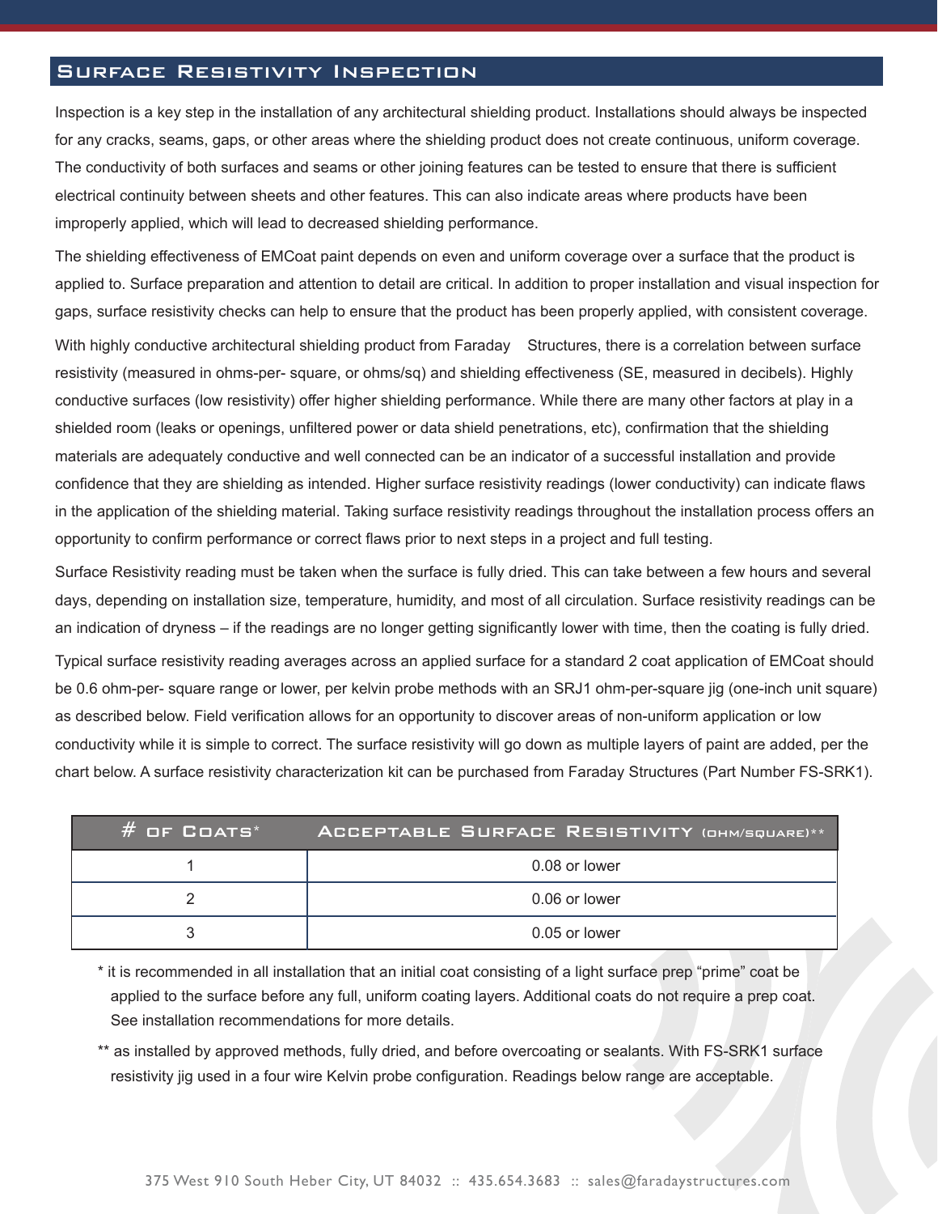## Surface Resistivity Inspection

Inspection is a key step in the installation of any architectural shielding product. Installations should always be inspected for any cracks, seams, gaps, or other areas where the shielding product does not create continuous, uniform coverage. The conductivity of both surfaces and seams or other joining features can be tested to ensure that there is sufficient electrical continuity between sheets and other features. This can also indicate areas where products have been improperly applied, which will lead to decreased shielding performance.

The shielding effectiveness of EMCoat paint depends on even and uniform coverage over a surface that the product is applied to. Surface preparation and attention to detail are critical. In addition to proper installation and visual inspection for gaps, surface resistivity checks can help to ensure that the product has been properly applied, with consistent coverage.

With highly conductive architectural shielding product from Faraday Structures, there is a correlation between surface resistivity (measured in ohms-per- square, or ohms/sq) and shielding effectiveness (SE, measured in decibels). Highly conductive surfaces (low resistivity) offer higher shielding performance. While there are many other factors at play in a shielded room (leaks or openings, unfiltered power or data shield penetrations, etc), confirmation that the shielding materials are adequately conductive and well connected can be an indicator of a successful installation and provide confidence that they are shielding as intended. Higher surface resistivity readings (lower conductivity) can indicate flaws in the application of the shielding material. Taking surface resistivity readings throughout the installation process offers an opportunity to confirm performance or correct flaws prior to next steps in a project and full testing.

Surface Resistivity reading must be taken when the surface is fully dried. This can take between a few hours and several days, depending on installation size, temperature, humidity, and most of all circulation. Surface resistivity readings can be an indication of dryness – if the readings are no longer getting significantly lower with time, then the coating is fully dried.

Typical surface resistivity reading averages across an applied surface for a standard 2 coat application of EMCoat should be 0.6 ohm-per- square range or lower, per kelvin probe methods with an SRJ1 ohm-per-square jig (one-inch unit square) as described below. Field verification allows for an opportunity to discover areas of non-uniform application or low conductivity while it is simple to correct. The surface resistivity will go down as multiple layers of paint are added, per the chart below. A surface resistivity characterization kit can be purchased from Faraday Structures (Part Number FS-SRK1).

| # of Coats* | Acceptable Surface Resistivity (ohm/square)** |
|---|---|
| 1 | 0.08 or lower |
| 2 | 0.06 or lower |
| 3 | 0.05 or lower |

\* it is recommended in all installation that an initial coat consisting of a light surface prep “prime” coat be applied to the surface before any full, uniform coating layers. Additional coats do not require a prep coat. See installation recommendations for more details.

\*\* as installed by approved methods, fully dried, and before overcoating or sealants. With FS-SRK1 surface resistivity jig used in a four wire Kelvin probe configuration. Readings below range are acceptable.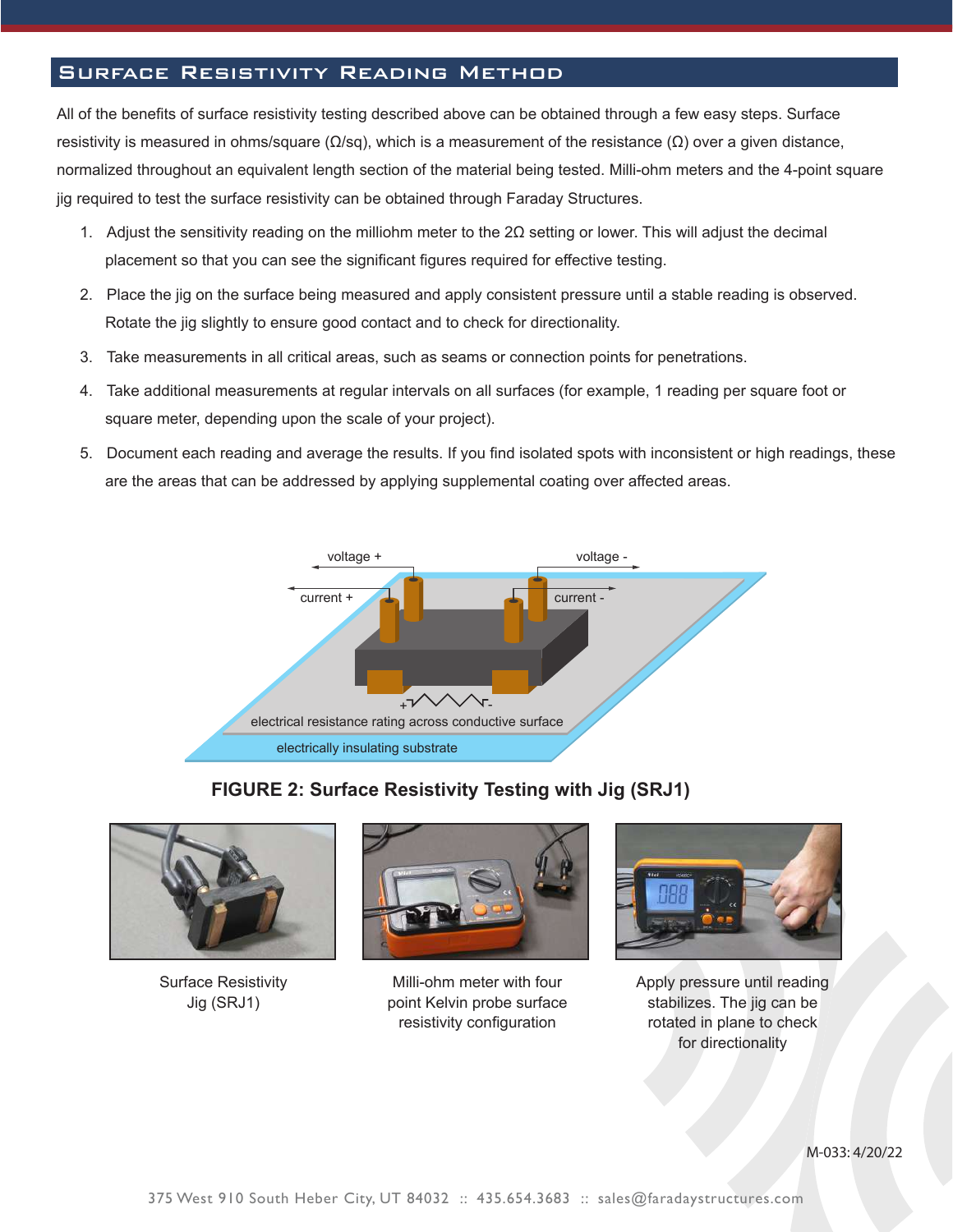## Surface Resistivity Reading Method

All of the benefits of surface resistivity testing described above can be obtained through a few easy steps. Surface resistivity is measured in ohms/square (Ω/sq), which is a measurement of the resistance (Ω) over a given distance, normalized throughout an equivalent length section of the material being tested. Milli-ohm meters and the 4-point square jig required to test the surface resistivity can be obtained through Faraday Structures.

1. Adjust the sensitivity reading on the milliohm meter to the 2Ω setting or lower. This will adjust the decimal placement so that you can see the significant figures required for effective testing.
2. Place the jig on the surface being measured and apply consistent pressure until a stable reading is observed. Rotate the jig slightly to ensure good contact and to check for directionality.
3. Take measurements in all critical areas, such as seams or connection points for penetrations.
4. Take additional measurements at regular intervals on all surfaces (for example, 1 reading per square foot or square meter, depending upon the scale of your project).
5. Document each reading and average the results. If you find isolated spots with inconsistent or high readings, these are the areas that can be addressed by applying supplemental coating over affected areas.

voltage +
voltage -
current +
current -
electrical resistance rating across conductive surface
electrically insulating substrate

**FIGURE 2: Surface Resistivity Testing with Jig (SRJ1)**

Surface Resistivity Jig (SRJ1)

Milli-ohm meter with four point Kelvin probe surface resistivity configuration

Apply pressure until reading stabilizes. The jig can be rotated in plane to check for directionality

M-033: 4/20/22